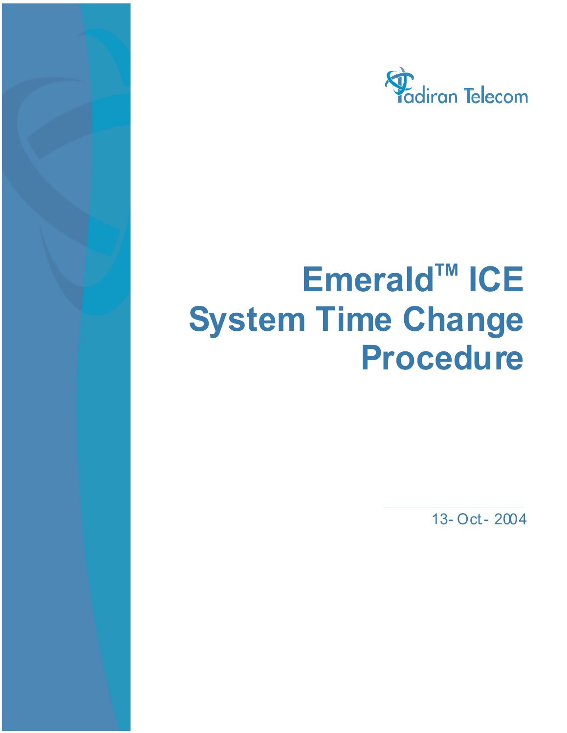Tadiran Telecom

# Emerald™ ICE System Time Change Procedure

13-Oct-2004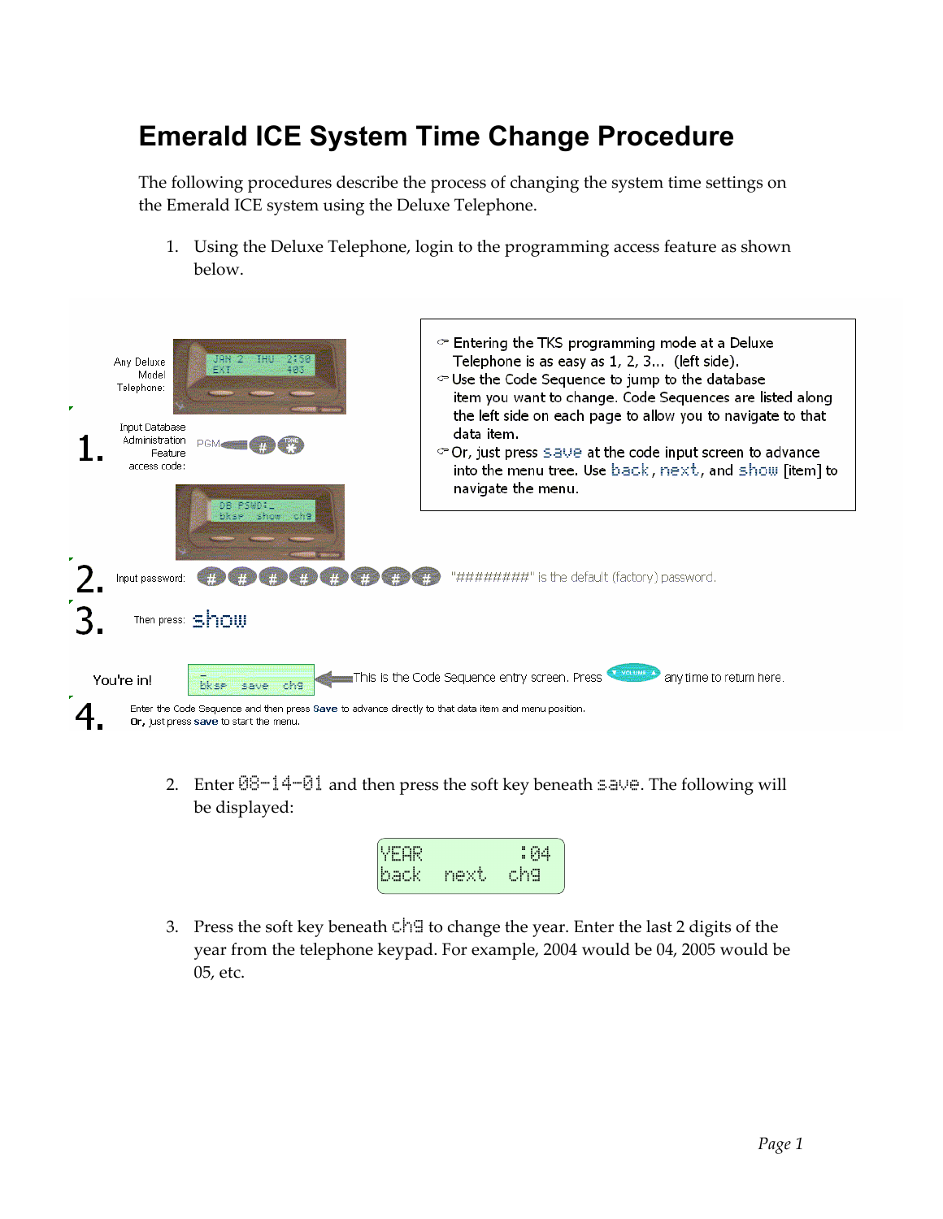# Emerald ICE System Time Change Procedure

The following procedures describe the process of changing the system time settings on the Emerald ICE system using the Deluxe Telephone.

1. Using the Deluxe Telephone, login to the programming access feature as shown below.

Any Deluxe Model Telephone:

```
JAN 2  THU  2:50
EXT          403
```

1. Input Database Administration Feature access code: PGM # *

```
DB PSWD:_
bksp  show  chg
```

2. Input password: # # # # # # # #   "########" is the default (factory) password.

3. Then press: show

You're in!

```
_
bksp  save  chg
```

This is the Code Sequence entry screen. Press VOLUME any time to return here.

4. Enter the Code Sequence and then press Save to advance directly to that data item and menu position. Or, just press save to start the menu.

- Entering the TKS programming mode at a Deluxe Telephone is as easy as 1, 2, 3… (left side).
- Use the Code Sequence to jump to the database item you want to change. Code Sequences are listed along the left side on each page to allow you to navigate to that data item.
- Or, just press save at the code input screen to advance into the menu tree. Use back, next, and show [item] to navigate the menu.

2. Enter 08-14-01 and then press the soft key beneath save. The following will be displayed:

```
YEAR         :04
back  next  chg
```

3. Press the soft key beneath chg to change the year. Enter the last 2 digits of the year from the telephone keypad. For example, 2004 would be 04, 2005 would be 05, etc.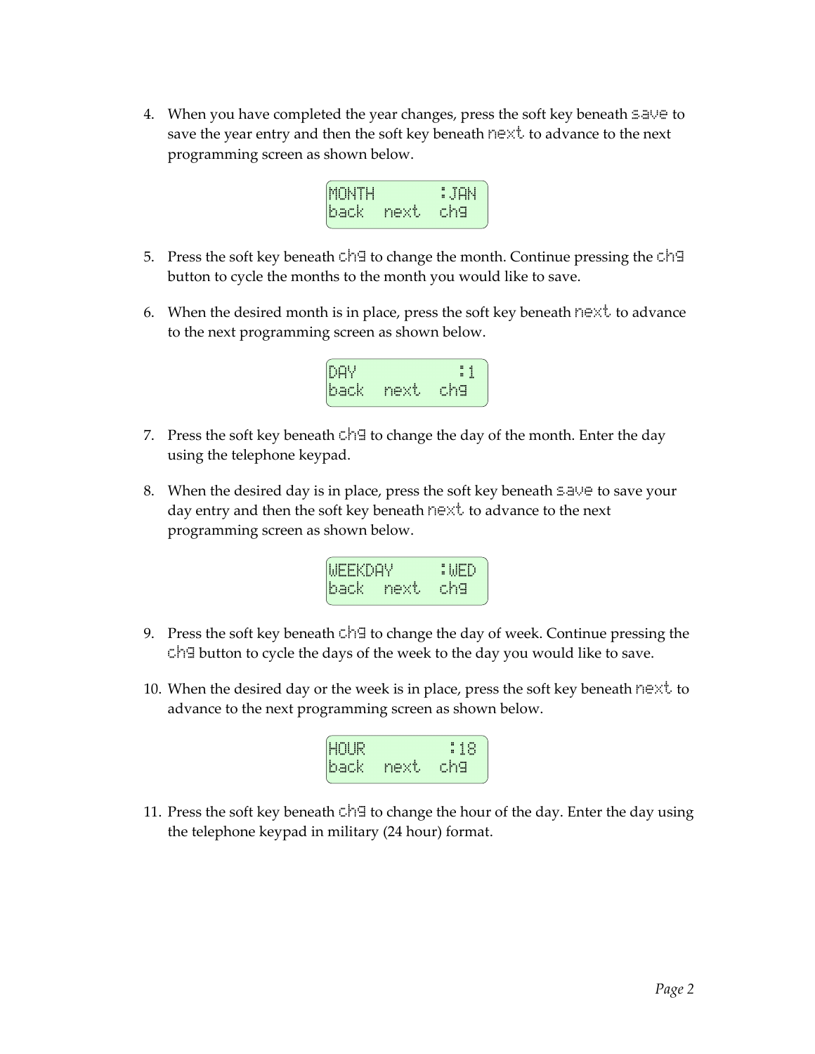4. When you have completed the year changes, press the soft key beneath `save` to save the year entry and then the soft key beneath `next` to advance to the next programming screen as shown below.

```
MONTH       :JAN
back  next  chg
```

5. Press the soft key beneath `chg` to change the month. Continue pressing the `chg` button to cycle the months to the month you would like to save.

6. When the desired month is in place, press the soft key beneath `next` to advance to the next programming screen as shown below.

```
DAY            :1
back  next  chg
```

7. Press the soft key beneath `chg` to change the day of the month. Enter the day using the telephone keypad.

8. When the desired day is in place, press the soft key beneath `save` to save your day entry and then the soft key beneath `next` to advance to the next programming screen as shown below.

```
WEEKDAY     :WED
back  next  chg
```

9. Press the soft key beneath `chg` to change the day of week. Continue pressing the `chg` button to cycle the days of the week to the day you would like to save.

10. When the desired day or the week is in place, press the soft key beneath `next` to advance to the next programming screen as shown below.

```
HOUR          :18
back  next  chg
```

11. Press the soft key beneath `chg` to change the hour of the day. Enter the day using the telephone keypad in military (24 hour) format.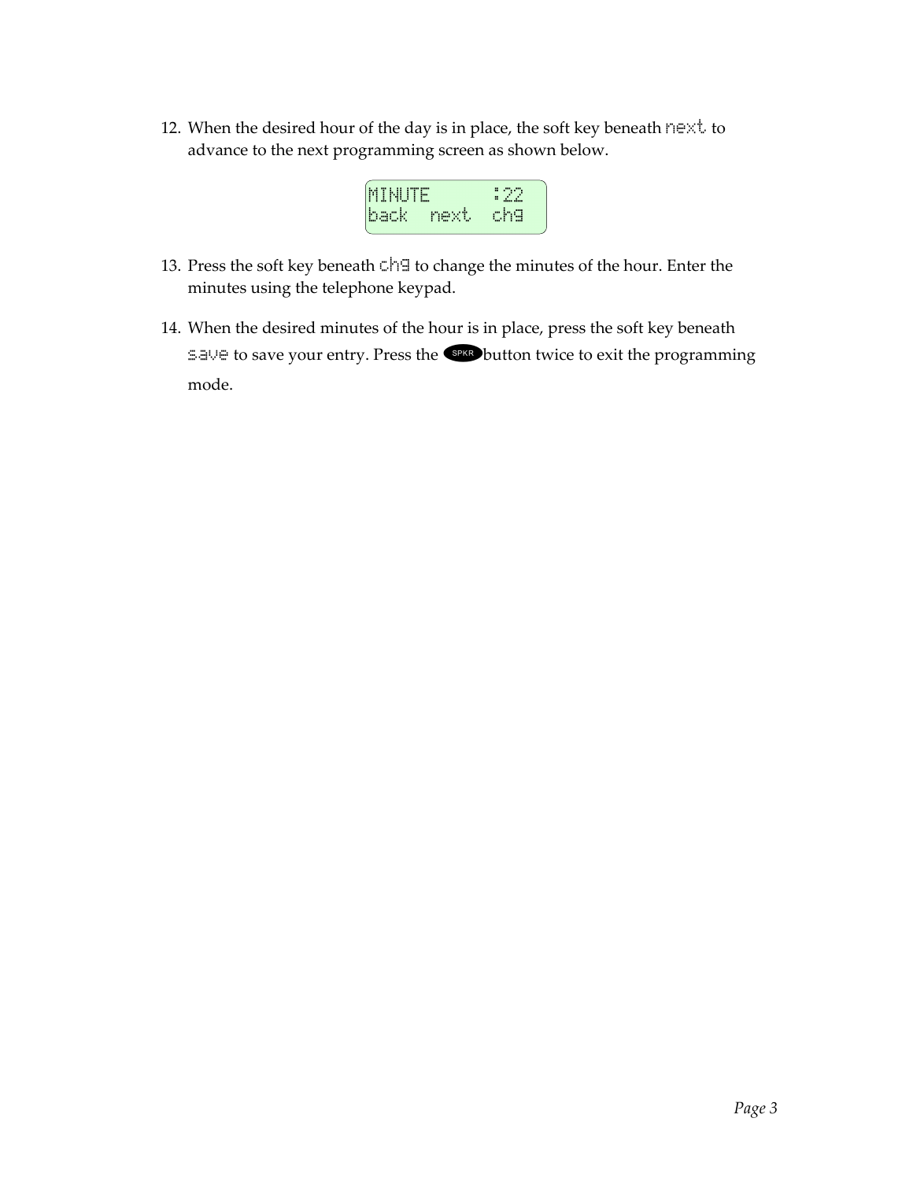12. When the desired hour of the day is in place, the soft key beneath next to advance to the next programming screen as shown below.

```
MINUTE        :22
back   next   chg
```

13. Press the soft key beneath chg to change the minutes of the hour. Enter the minutes using the telephone keypad.

14. When the desired minutes of the hour is in place, press the soft key beneath save to save your entry. Press the SPKR button twice to exit the programming mode.